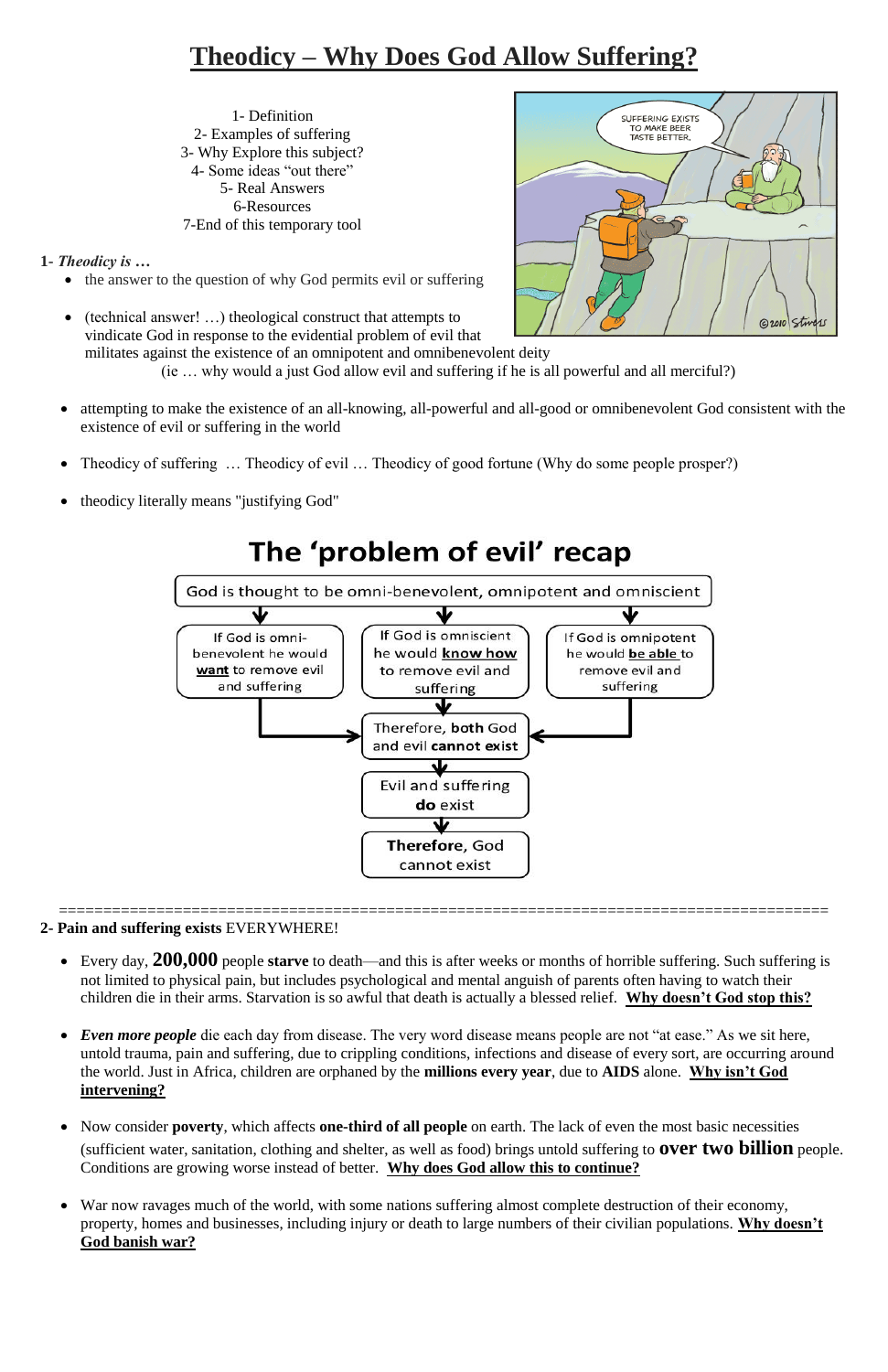# Theodicy – Why Does God Allow Suffering?

1- Definition
2- Examples of suffering
3- Why Explore this subject?
4- Some ideas "out there"
5- Real Answers
6-Resources
7-End of this temporary tool

**1-** ***Theodicy is …***

- the answer to the question of why God permits evil or suffering

- (technical answer! …) theological construct that attempts to vindicate God in response to the evidential problem of evil that militates against the existence of an omnipotent and omnibenevolent deity
  (ie … why would a just God allow evil and suffering if he is all powerful and all merciful?)

- attempting to make the existence of an all-knowing, all-powerful and all-good or omnibenevolent God consistent with the existence of evil or suffering in the world

- Theodicy of suffering … Theodicy of evil … Theodicy of good fortune (Why do some people prosper?)

- theodicy literally means "justifying God"

## The 'problem of evil' recap

God is thought to be omni-benevolent, omnipotent and omniscient

- If God is omni-benevolent he would **want** to remove evil and suffering
- If God is omniscient he would **know how** to remove evil and suffering
- If God is omnipotent he would **be able** to remove evil and suffering

Therefore, **both** God and evil **cannot exist**

Evil and suffering **do** exist

**Therefore**, God cannot exist

---

**2- Pain and suffering exists** EVERYWHERE!

- Every day, **200,000** people **starve** to death—and this is after weeks or months of horrible suffering. Such suffering is not limited to physical pain, but includes psychological and mental anguish of parents often having to watch their children die in their arms. Starvation is so awful that death is actually a blessed relief. **Why doesn't God stop this?**

- ***Even more people*** die each day from disease. The very word disease means people are not "at ease." As we sit here, untold trauma, pain and suffering, due to crippling conditions, infections and disease of every sort, are occurring around the world. Just in Africa, children are orphaned by the **millions every year**, due to **AIDS** alone. **Why isn't God intervening?**

- Now consider **poverty**, which affects **one-third of all people** on earth. The lack of even the most basic necessities (sufficient water, sanitation, clothing and shelter, as well as food) brings untold suffering to **over two billion** people. Conditions are growing worse instead of better. **Why does God allow this to continue?**

- War now ravages much of the world, with some nations suffering almost complete destruction of their economy, property, homes and businesses, including injury or death to large numbers of their civilian populations. **Why doesn't God banish war?**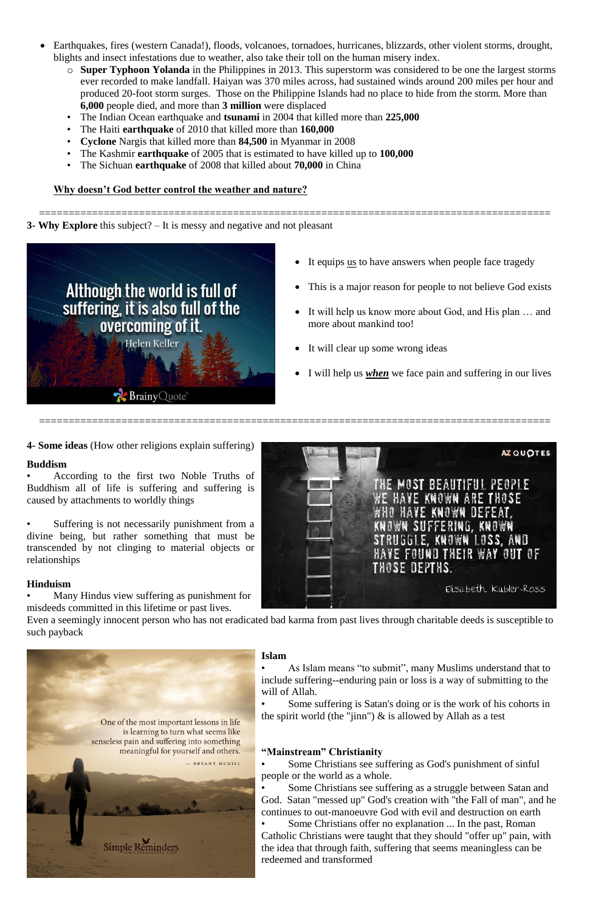- Earthquakes, fires (western Canada!), floods, volcanoes, tornadoes, hurricanes, blizzards, other violent storms, drought, blights and insect infestations due to weather, also take their toll on the human misery index.
  - **Super Typhoon Yolanda** in the Philippines in 2013. This superstorm was considered to be one the largest storms ever recorded to make landfall. Haiyan was 370 miles across, had sustained winds around 200 miles per hour and produced 20-foot storm surges. Those on the Philippine Islands had no place to hide from the storm. More than **6,000** people died, and more than **3 million** were displaced
  - The Indian Ocean earthquake and **tsunami** in 2004 that killed more than **225,000**
  - The Haiti **earthquake** of 2010 that killed more than **160,000**
  - **Cyclone** Nargis that killed more than **84,500** in Myanmar in 2008
  - The Kashmir **earthquake** of 2005 that is estimated to have killed up to **100,000**
  - The Sichuan **earthquake** of 2008 that killed about **70,000** in China

**<u>Why doesn't God better control the weather and nature?</u>**

==========================================================================================

**3- Why Explore** this subject? – It is messy and negative and not pleasant

- It equips <u>us</u> to have answers when people face tragedy
- This is a major reason for people to not believe God exists
- It will help us know more about God, and His plan … and more about mankind too!
- It will clear up some wrong ideas
- I will help us ***<u>when</u>*** we face pain and suffering in our lives

==========================================================================================

**4- Some ideas** (How other religions explain suffering)

**Buddhism**

- According to the first two Noble Truths of Buddhism all of life is suffering and suffering is caused by attachments to worldly things
- Suffering is not necessarily punishment from a divine being, but rather something that must be transcended by not clinging to material objects or relationships

**Hinduism**

- Many Hindus view suffering as punishment for misdeeds committed in this lifetime or past lives.

Even a seemingly innocent person who has not eradicated bad karma from past lives through charitable deeds is susceptible to such payback

**Islam**

- As Islam means "to submit", many Muslims understand that to include suffering--enduring pain or loss is a way of submitting to the will of Allah.
- Some suffering is Satan's doing or is the work of his cohorts in the spirit world (the "jinn") & is allowed by Allah as a test

**"Mainstream" Christianity**

- Some Christians see suffering as God's punishment of sinful people or the world as a whole.
- Some Christians see suffering as a struggle between Satan and God. Satan "messed up" God's creation with "the Fall of man", and he continues to out-manoeuvre God with evil and destruction on earth
- Some Christians offer no explanation ... In the past, Roman Catholic Christians were taught that they should "offer up" pain, with the idea that through faith, suffering that seems meaningless can be redeemed and transformed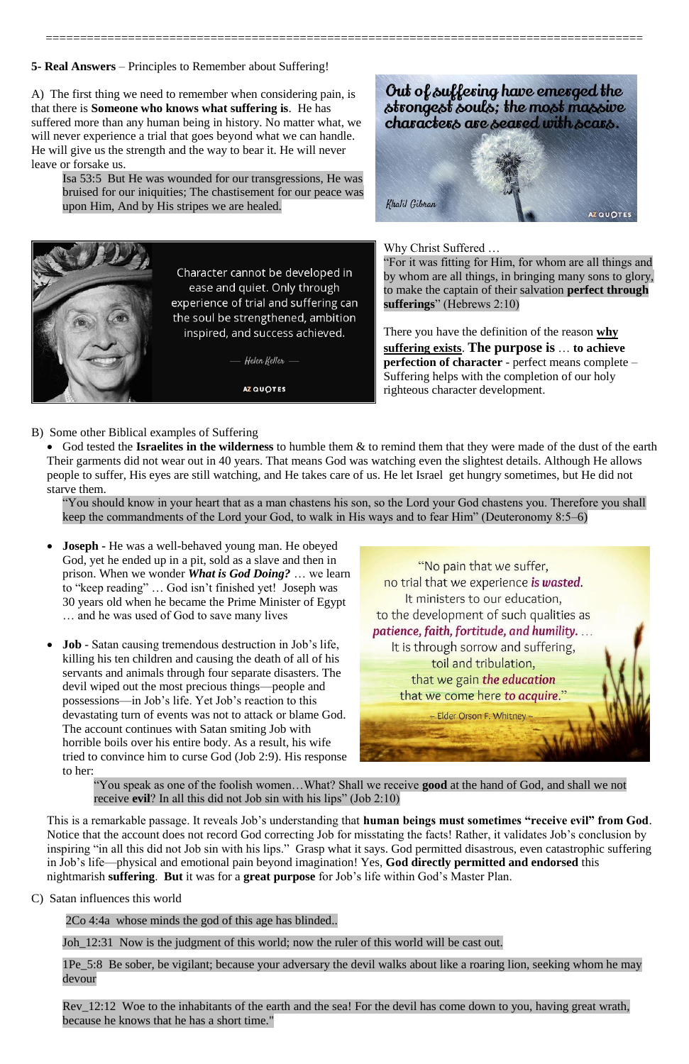**5- Real Answers** – Principles to Remember about Suffering!

A) The first thing we need to remember when considering pain, is that there is **Someone who knows what suffering is**. He has suffered more than any human being in history. No matter what, we will never experience a trial that goes beyond what we can handle. He will give us the strength and the way to bear it. He will never leave or forsake us.

> Isa 53:5 But He was wounded for our transgressions, He was bruised for our iniquities; The chastisement for our peace was upon Him, And by His stripes we are healed.

Out of suffering have emerged the strongest souls; the most massive characters are seared with scars. — Khalil Gibran

Character cannot be developed in ease and quiet. Only through experience of trial and suffering can the soul be strengthened, ambition inspired, and success achieved. — Helen Keller

Why Christ Suffered …

"For it was fitting for Him, for whom are all things and by whom are all things, in bringing many sons to glory, to make the captain of their salvation **perfect through sufferings**" (Hebrews 2:10)

There you have the definition of the reason **<u>why suffering exists</u>**. **The purpose is** … **to achieve perfection of character** - perfect means complete – Suffering helps with the completion of our holy righteous character development.

B) Some other Biblical examples of Suffering

- God tested the **Israelites in the wilderness** to humble them & to remind them that they were made of the dust of the earth Their garments did not wear out in 40 years. That means God was watching even the slightest details. Although He allows people to suffer, His eyes are still watching, and He takes care of us. He let Israel get hungry sometimes, but He did not starve them.

> "You should know in your heart that as a man chastens his son, so the Lord your God chastens you. Therefore you shall keep the commandments of the Lord your God, to walk in His ways and to fear Him" (Deuteronomy 8:5–6)

- **Joseph -** He was a well-behaved young man. He obeyed God, yet he ended up in a pit, sold as a slave and then in prison. When we wonder ***What is God Doing?*** … we learn to "keep reading" … God isn't finished yet! Joseph was 30 years old when he became the Prime Minister of Egypt … and he was used of God to save many lives

- **Job** - Satan causing tremendous destruction in Job's life, killing his ten children and causing the death of all of his servants and animals through four separate disasters. The devil wiped out the most precious things—people and possessions—in Job's life. Yet Job's reaction to this devastating turn of events was not to attack or blame God. The account continues with Satan smiting Job with horrible boils over his entire body. As a result, his wife tried to convince him to curse God (Job 2:9). His response to her:

"No pain that we suffer, no trial that we experience ***is wasted***. It ministers to our education, to the development of such qualities as ***patience, faith, fortitude, and humility***. … It is through sorrow and suffering, toil and tribulation, that we gain ***the education*** that we come here ***to acquire***." – Elder Orson F. Whitney –

> "You speak as one of the foolish women…What? Shall we receive **good** at the hand of God, and shall we not receive **evil**? In all this did not Job sin with his lips" (Job 2:10)

This is a remarkable passage. It reveals Job's understanding that **human beings must sometimes "receive evil" from God**. Notice that the account does not record God correcting Job for misstating the facts! Rather, it validates Job's conclusion by inspiring "in all this did not Job sin with his lips." Grasp what it says. God permitted disastrous, even catastrophic suffering in Job's life—physical and emotional pain beyond imagination! Yes, **God directly permitted and endorsed** this nightmarish **suffering**. **But** it was for a **great purpose** for Job's life within God's Master Plan.

C) Satan influences this world

> 2Co 4:4a whose minds the god of this age has blinded..

> Joh_12:31 Now is the judgment of this world; now the ruler of this world will be cast out.

> 1Pe_5:8 Be sober, be vigilant; because your adversary the devil walks about like a roaring lion, seeking whom he may devour

> Rev_12:12 Woe to the inhabitants of the earth and the sea! For the devil has come down to you, having great wrath, because he knows that he has a short time."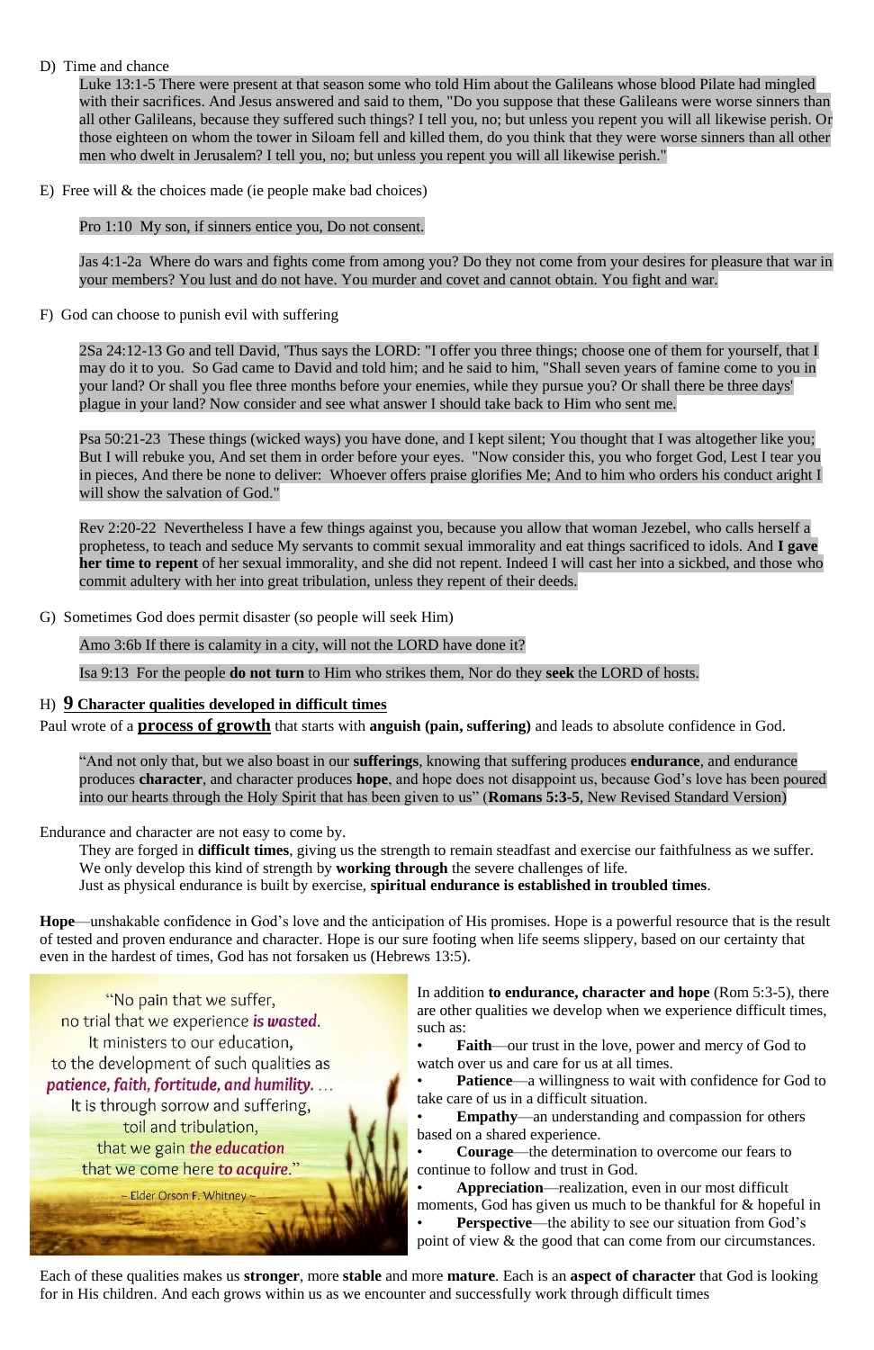D) Time and chance

Luke 13:1-5 There were present at that season some who told Him about the Galileans whose blood Pilate had mingled with their sacrifices. And Jesus answered and said to them, "Do you suppose that these Galileans were worse sinners than all other Galileans, because they suffered such things? I tell you, no; but unless you repent you will all likewise perish. Or those eighteen on whom the tower in Siloam fell and killed them, do you think that they were worse sinners than all other men who dwelt in Jerusalem? I tell you, no; but unless you repent you will all likewise perish."

E) Free will & the choices made (ie people make bad choices)

Pro 1:10 My son, if sinners entice you, Do not consent.

Jas 4:1-2a Where do wars and fights come from among you? Do they not come from your desires for pleasure that war in your members? You lust and do not have. You murder and covet and cannot obtain. You fight and war.

F) God can choose to punish evil with suffering

2Sa 24:12-13 Go and tell David, 'Thus says the LORD: "I offer you three things; choose one of them for yourself, that I may do it to you. So Gad came to David and told him; and he said to him, "Shall seven years of famine come to you in your land? Or shall you flee three months before your enemies, while they pursue you? Or shall there be three days' plague in your land? Now consider and see what answer I should take back to Him who sent me.

Psa 50:21-23 These things (wicked ways) you have done, and I kept silent; You thought that I was altogether like you; But I will rebuke you, And set them in order before your eyes. "Now consider this, you who forget God, Lest I tear you in pieces, And there be none to deliver: Whoever offers praise glorifies Me; And to him who orders his conduct aright I will show the salvation of God."

Rev 2:20-22 Nevertheless I have a few things against you, because you allow that woman Jezebel, who calls herself a prophetess, to teach and seduce My servants to commit sexual immorality and eat things sacrificed to idols. And **I gave her time to repent** of her sexual immorality, and she did not repent. Indeed I will cast her into a sickbed, and those who commit adultery with her into great tribulation, unless they repent of their deeds.

G) Sometimes God does permit disaster (so people will seek Him)

Amo 3:6b If there is calamity in a city, will not the LORD have done it?

Isa 9:13 For the people **do not turn** to Him who strikes them, Nor do they **seek** the LORD of hosts.

H) **9 Character qualities developed in difficult times**

Paul wrote of a **process of growth** that starts with **anguish (pain, suffering)** and leads to absolute confidence in God.

"And not only that, but we also boast in our **sufferings**, knowing that suffering produces **endurance**, and endurance produces **character**, and character produces **hope**, and hope does not disappoint us, because God's love has been poured into our hearts through the Holy Spirit that has been given to us" (**Romans 5:3-5**, New Revised Standard Version)

Endurance and character are not easy to come by.

They are forged in **difficult times**, giving us the strength to remain steadfast and exercise our faithfulness as we suffer.
We only develop this kind of strength by **working through** the severe challenges of life.
Just as physical endurance is built by exercise, **spiritual endurance is established in troubled times**.

**Hope**—unshakable confidence in God's love and the anticipation of His promises. Hope is a powerful resource that is the result of tested and proven endurance and character. Hope is our sure footing when life seems slippery, based on our certainty that even in the hardest of times, God has not forsaken us (Hebrews 13:5).

"No pain that we suffer, no trial that we experience *is wasted*. It ministers to our education, to the development of such qualities as *patience, faith, fortitude, and humility*. … It is through sorrow and suffering, toil and tribulation, that we gain *the education* that we come here *to acquire*."
~ Elder Orson F. Whitney ~

In addition **to endurance, character and hope** (Rom 5:3-5), there are other qualities we develop when we experience difficult times, such as:

- **Faith**—our trust in the love, power and mercy of God to watch over us and care for us at all times.
- **Patience**—a willingness to wait with confidence for God to take care of us in a difficult situation.
- **Empathy**—an understanding and compassion for others based on a shared experience.
- **Courage**—the determination to overcome our fears to continue to follow and trust in God.
- **Appreciation**—realization, even in our most difficult moments, God has given us much to be thankful for & hopeful in
- **Perspective**—the ability to see our situation from God's point of view & the good that can come from our circumstances.

Each of these qualities makes us **stronger**, more **stable** and more **mature**. Each is an **aspect of character** that God is looking for in His children. And each grows within us as we encounter and successfully work through difficult times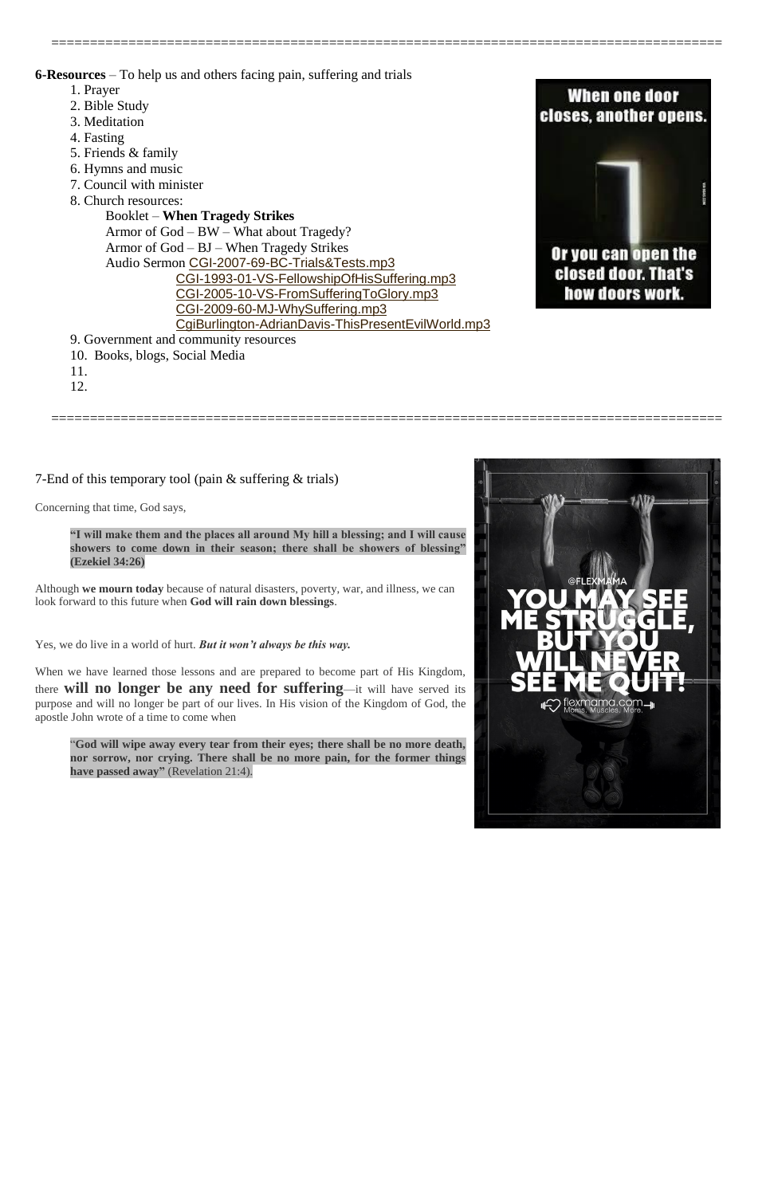==========================================================================================

**6-Resources** – To help us and others facing pain, suffering and trials

1. Prayer
2. Bible Study
3. Meditation
4. Fasting
5. Friends & family
6. Hymns and music
7. Council with minister
8. Church resources:
   - Booklet – **When Tragedy Strikes**
   - Armor of God – BW – What about Tragedy?
   - Armor of God – BJ – When Tragedy Strikes
   - Audio Sermon CGI-2007-69-BC-Trials&Tests.mp3
     - CGI-1993-01-VS-FellowshipOfHisSuffering.mp3
     - CGI-2005-10-VS-FromSufferingToGlory.mp3
     - CGI-2009-60-MJ-WhySuffering.mp3
     - CgiBurlington-AdrianDavis-ThisPresentEvilWorld.mp3
9. Government and community resources
10. Books, blogs, Social Media
11. 
12. 

==========================================================================================

7-End of this temporary tool (pain & suffering & trials)

Concerning that time, God says,

> **"I will make them and the places all around My hill a blessing; and I will cause showers to come down in their season; there shall be showers of blessing" (Ezekiel 34:26)**

Although **we mourn today** because of natural disasters, poverty, war, and illness, we can look forward to this future when **God will rain down blessings**.

Yes, we do live in a world of hurt. ***But it won't always be this way.***

When we have learned those lessons and are prepared to become part of His Kingdom, there **will no longer be any need for suffering**—it will have served its purpose and will no longer be part of our lives. In His vision of the Kingdom of God, the apostle John wrote of a time to come when

> "**God will wipe away every tear from their eyes; there shall be no more death, nor sorrow, nor crying. There shall be no more pain, for the former things have passed away"** (Revelation 21:4).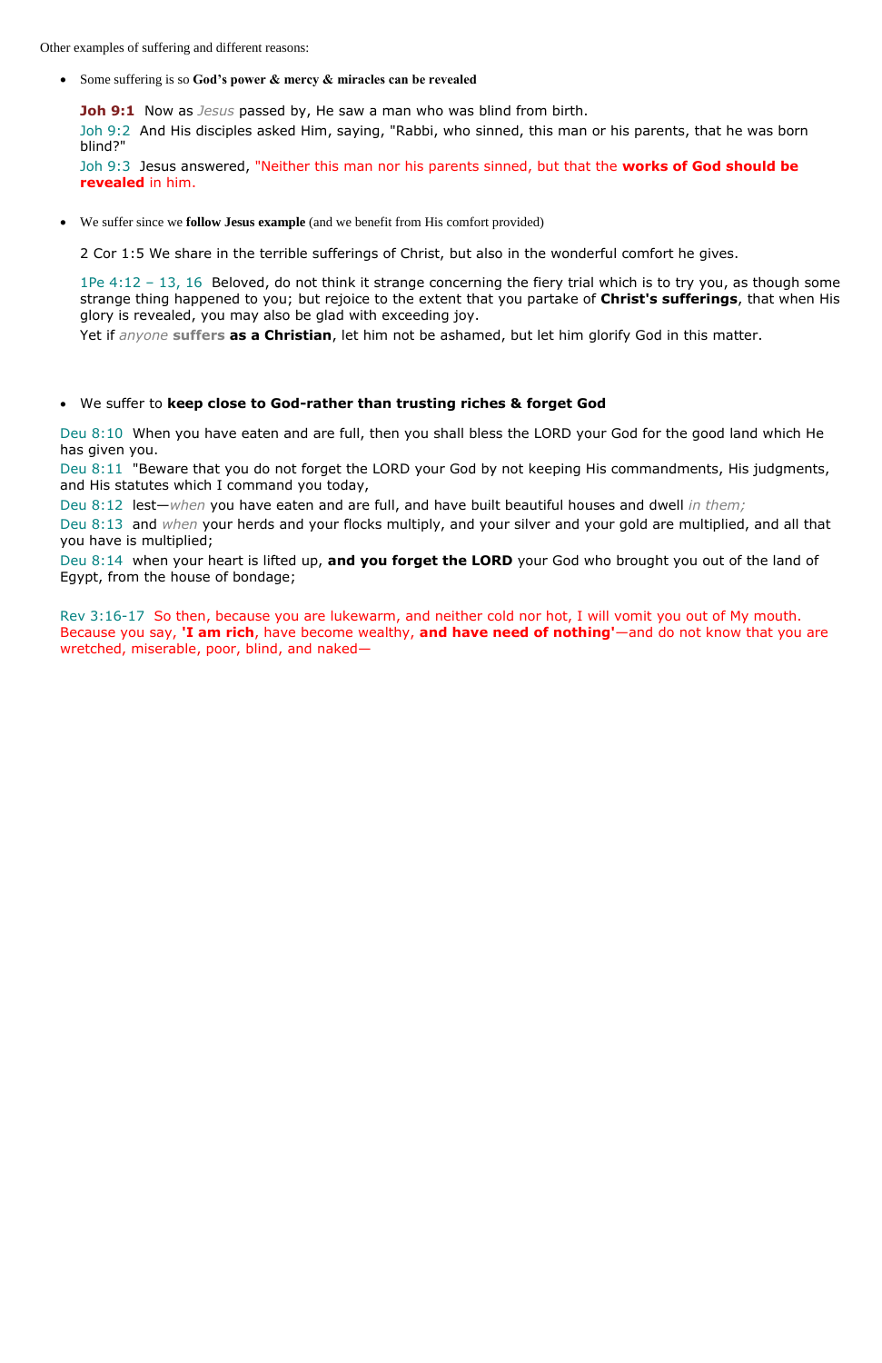Other examples of suffering and different reasons:

- Some suffering is so **God's power & mercy & miracles can be revealed**

  **Joh 9:1** Now as *Jesus* passed by, He saw a man who was blind from birth.
  Joh 9:2 And His disciples asked Him, saying, "Rabbi, who sinned, this man or his parents, that he was born blind?"
  Joh 9:3 Jesus answered, "Neither this man nor his parents sinned, but that the **works of God should be revealed** in him.

- We suffer since we **follow Jesus example** (and we benefit from His comfort provided)

  2 Cor 1:5 We share in the terrible sufferings of Christ, but also in the wonderful comfort he gives.

  1Pe 4:12 – 13, 16 Beloved, do not think it strange concerning the fiery trial which is to try you, as though some strange thing happened to you; but rejoice to the extent that you partake of **Christ's sufferings**, that when His glory is revealed, you may also be glad with exceeding joy.
  Yet if *anyone* **suffers as a Christian**, let him not be ashamed, but let him glorify God in this matter.

- We suffer to **keep close to God-rather than trusting riches & forget God**

Deu 8:10 When you have eaten and are full, then you shall bless the LORD your God for the good land which He has given you.
Deu 8:11 "Beware that you do not forget the LORD your God by not keeping His commandments, His judgments, and His statutes which I command you today,
Deu 8:12 lest—*when* you have eaten and are full, and have built beautiful houses and dwell *in them;*
Deu 8:13 and *when* your herds and your flocks multiply, and your silver and your gold are multiplied, and all that you have is multiplied;
Deu 8:14 when your heart is lifted up, **and you forget the LORD** your God who brought you out of the land of Egypt, from the house of bondage;

Rev 3:16-17 So then, because you are lukewarm, and neither cold nor hot, I will vomit you out of My mouth. Because you say, **'I am rich**, have become wealthy, **and have need of nothing'**—and do not know that you are wretched, miserable, poor, blind, and naked—